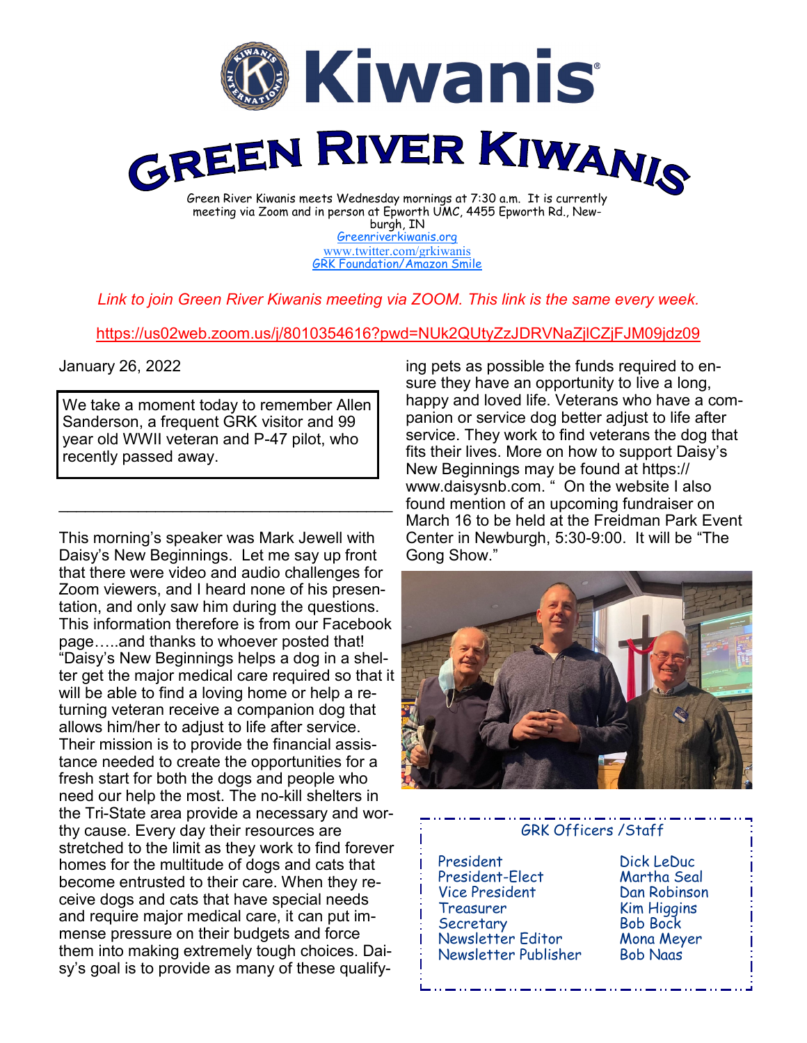# Kiwanis

# GREEN RIVER KIWANIS

Green River Kiwanis meets Wednesday mornings at 7:30 a.m. It is currently meeting via Zoom and in person at Epworth UMC, 4455 Epworth Rd., Newburgh, IN

Greenriverkiwanis.org

www.twitter.com/grkiwanis

GRK Foundation/Amazon Smile

*Link to join Green River Kiwanis meeting via ZOOM. This link is the same every week.*

https://us02web.zoom.us/j/8010354616?pwd=NUk2QUtyZzJDRVNaZjlCZjFJM09jdz09

January 26, 2022

We take a moment today to remember Allen Sanderson, a frequent GRK visitor and 99 year old WWII veteran and P-47 pilot, who recently passed away.

---

This morning's speaker was Mark Jewell with Daisy's New Beginnings. Let me say up front that there were video and audio challenges for Zoom viewers, and I heard none of his presentation, and only saw him during the questions. This information therefore is from our Facebook page…..and thanks to whoever posted that! "Daisy's New Beginnings helps a dog in a shelter get the major medical care required so that it will be able to find a loving home or help a returning veteran receive a companion dog that allows him/her to adjust to life after service. Their mission is to provide the financial assistance needed to create the opportunities for a fresh start for both the dogs and people who need our help the most. The no-kill shelters in the Tri-State area provide a necessary and worthy cause. Every day their resources are stretched to the limit as they work to find forever homes for the multitude of dogs and cats that become entrusted to their care. When they receive dogs and cats that have special needs and require major medical care, it can put immense pressure on their budgets and force them into making extremely tough choices. Daisy's goal is to provide as many of these qualifying pets as possible the funds required to ensure they have an opportunity to live a long, happy and loved life. Veterans who have a companion or service dog better adjust to life after service. They work to find veterans the dog that fits their lives. More on how to support Daisy's New Beginnings may be found at https://www.daisysnb.com. " On the website I also found mention of an upcoming fundraiser on March 16 to be held at the Freidman Park Event Center in Newburgh, 5:30-9:00. It will be "The Gong Show."

## GRK Officers /Staff

| | |
|---|---|
| President | Dick LeDuc |
| President-Elect | Martha Seal |
| Vice President | Dan Robinson |
| Treasurer | Kim Higgins |
| Secretary | Bob Bock |
| Newsletter Editor | Mona Meyer |
| Newsletter Publisher | Bob Naas |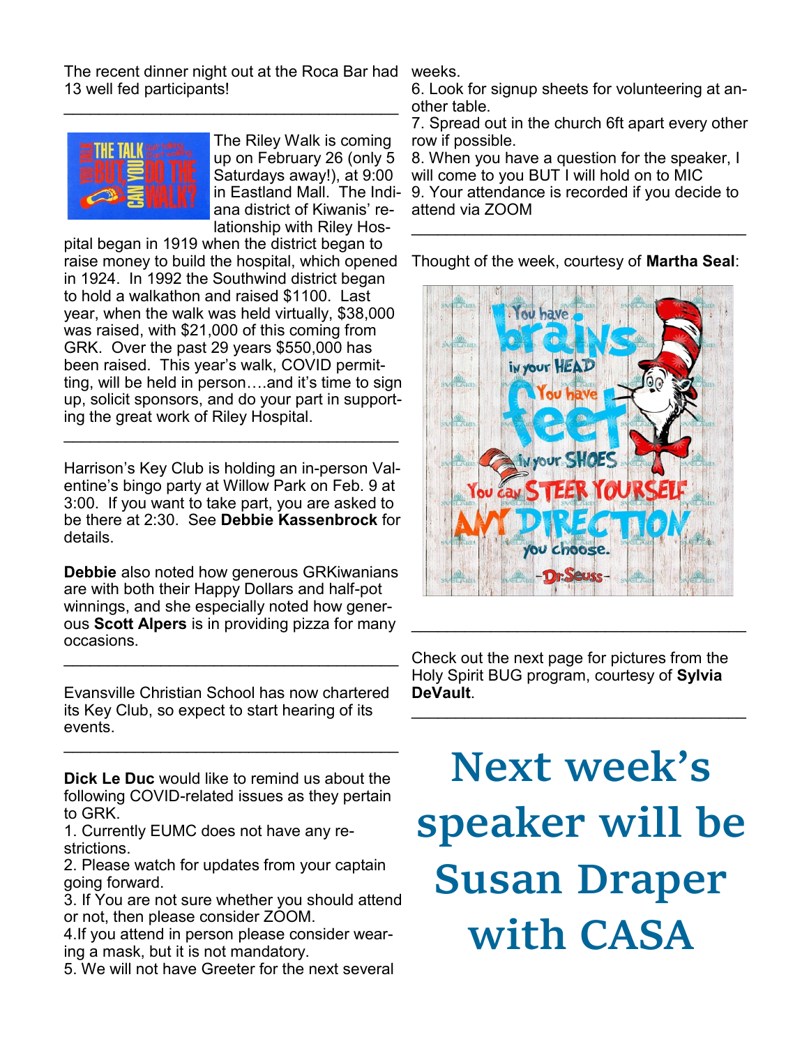The recent dinner night out at the Roca Bar had 13 well fed participants!

---

The Riley Walk is coming up on February 26 (only 5 Saturdays away!), at 9:00 in Eastland Mall. The Indiana district of Kiwanis' relationship with Riley Hospital began in 1919 when the district began to raise money to build the hospital, which opened in 1924. In 1992 the Southwind district began to hold a walkathon and raised $1100. Last year, when the walk was held virtually, $38,000 was raised, with $21,000 of this coming from GRK. Over the past 29 years $550,000 has been raised. This year's walk, COVID permitting, will be held in person….and it's time to sign up, solicit sponsors, and do your part in supporting the great work of Riley Hospital.

---

Harrison's Key Club is holding an in-person Valentine's bingo party at Willow Park on Feb. 9 at 3:00. If you want to take part, you are asked to be there at 2:30. See **Debbie Kassenbrock** for details.

**Debbie** also noted how generous GRKiwanians are with both their Happy Dollars and half-pot winnings, and she especially noted how generous **Scott Alpers** is in providing pizza for many occasions.

---

Evansville Christian School has now chartered its Key Club, so expect to start hearing of its events.

---

**Dick Le Duc** would like to remind us about the following COVID-related issues as they pertain to GRK.

1. Currently EUMC does not have any restrictions.
2. Please watch for updates from your captain going forward.
3. If You are not sure whether you should attend or not, then please consider ZOOM.
4. If you attend in person please consider wearing a mask, but it is not mandatory.
5. We will not have Greeter for the next several weeks.
6. Look for signup sheets for volunteering at another table.
7. Spread out in the church 6ft apart every other row if possible.
8. When you have a question for the speaker, I will come to you BUT I will hold on to MIC
9. Your attendance is recorded if you decide to attend via ZOOM

---

Thought of the week, courtesy of **Martha Seal**:

---

Check out the next page for pictures from the Holy Spirit BUG program, courtesy of **Sylvia DeVault**.

---

# Next week's speaker will be Susan Draper with CASA